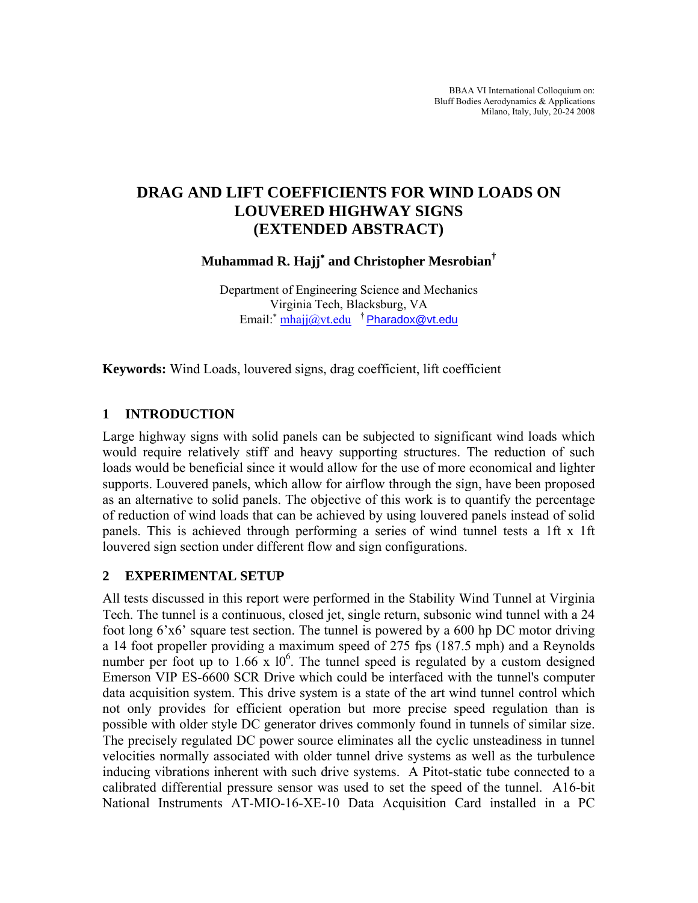# DRAG AND LIFT COEFFICIENTS FOR WIND LOADS ON LOUVERED HIGHWAY SIGNS (EXTENDED ABSTRACT)

**Muhammad R. Hajj[*] and Christopher Mesrobian[†]**

Department of Engineering Science and Mechanics
Virginia Tech, Blacksburg, VA
Email:[*] mhajj@vt.edu [†] Pharadox@vt.edu

**Keywords:** Wind Loads, louvered signs, drag coefficient, lift coefficient

## 1 INTRODUCTION

Large highway signs with solid panels can be subjected to significant wind loads which would require relatively stiff and heavy supporting structures. The reduction of such loads would be beneficial since it would allow for the use of more economical and lighter supports. Louvered panels, which allow for airflow through the sign, have been proposed as an alternative to solid panels. The objective of this work is to quantify the percentage of reduction of wind loads that can be achieved by using louvered panels instead of solid panels. This is achieved through performing a series of wind tunnel tests a 1ft x 1ft louvered sign section under different flow and sign configurations.

## 2 EXPERIMENTAL SETUP

All tests discussed in this report were performed in the Stability Wind Tunnel at Virginia Tech. The tunnel is a continuous, closed jet, single return, subsonic wind tunnel with a 24 foot long 6'x6' square test section. The tunnel is powered by a 600 hp DC motor driving a 14 foot propeller providing a maximum speed of 275 fps (187.5 mph) and a Reynolds number per foot up to $1.66 \times 10^6$. The tunnel speed is regulated by a custom designed Emerson VIP ES-6600 SCR Drive which could be interfaced with the tunnel's computer data acquisition system. This drive system is a state of the art wind tunnel control which not only provides for efficient operation but more precise speed regulation than is possible with older style DC generator drives commonly found in tunnels of similar size. The precisely regulated DC power source eliminates all the cyclic unsteadiness in tunnel velocities normally associated with older tunnel drive systems as well as the turbulence inducing vibrations inherent with such drive systems. A Pitot-static tube connected to a calibrated differential pressure sensor was used to set the speed of the tunnel. A16-bit National Instruments AT-MIO-16-XE-10 Data Acquisition Card installed in a PC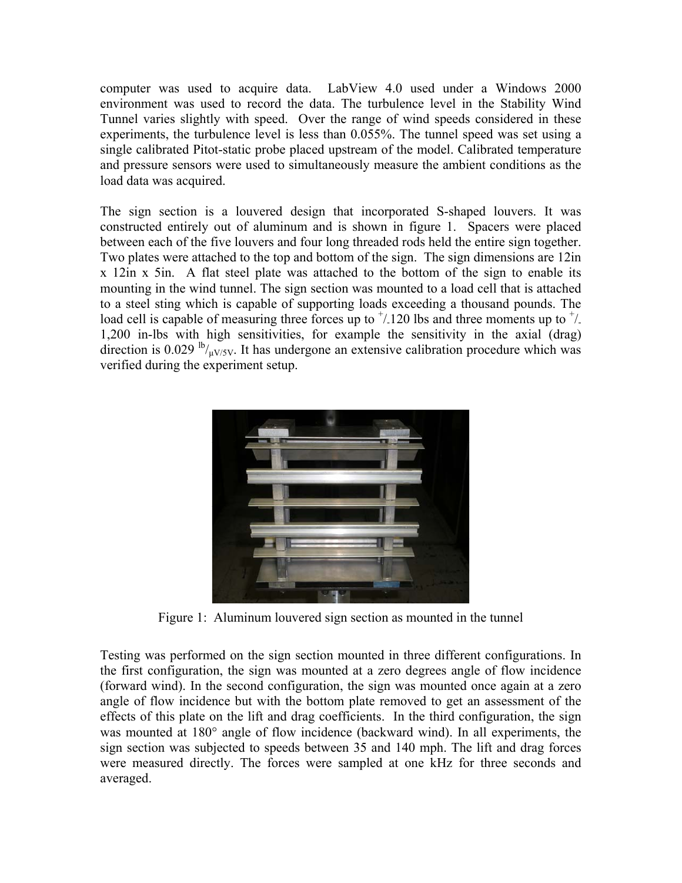computer was used to acquire data. LabView 4.0 used under a Windows 2000 environment was used to record the data. The turbulence level in the Stability Wind Tunnel varies slightly with speed. Over the range of wind speeds considered in these experiments, the turbulence level is less than 0.055%. The tunnel speed was set using a single calibrated Pitot-static probe placed upstream of the model. Calibrated temperature and pressure sensors were used to simultaneously measure the ambient conditions as the load data was acquired.

The sign section is a louvered design that incorporated S-shaped louvers. It was constructed entirely out of aluminum and is shown in figure 1. Spacers were placed between each of the five louvers and four long threaded rods held the entire sign together. Two plates were attached to the top and bottom of the sign. The sign dimensions are 12in x 12in x 5in. A flat steel plate was attached to the bottom of the sign to enable its mounting in the wind tunnel. The sign section was mounted to a load cell that is attached to a steel sting which is capable of supporting loads exceeding a thousand pounds. The load cell is capable of measuring three forces up to $^{+}/_{-}$120 lbs and three moments up to $^{+}/_{-}$ 1,200 in-lbs with high sensitivities, for example the sensitivity in the axial (drag) direction is 0.029 $^{lb}/_{\mu V/5V}$. It has undergone an extensive calibration procedure which was verified during the experiment setup.

Figure 1: Aluminum louvered sign section as mounted in the tunnel

Testing was performed on the sign section mounted in three different configurations. In the first configuration, the sign was mounted at a zero degrees angle of flow incidence (forward wind). In the second configuration, the sign was mounted once again at a zero angle of flow incidence but with the bottom plate removed to get an assessment of the effects of this plate on the lift and drag coefficients. In the third configuration, the sign was mounted at 180° angle of flow incidence (backward wind). In all experiments, the sign section was subjected to speeds between 35 and 140 mph. The lift and drag forces were measured directly. The forces were sampled at one kHz for three seconds and averaged.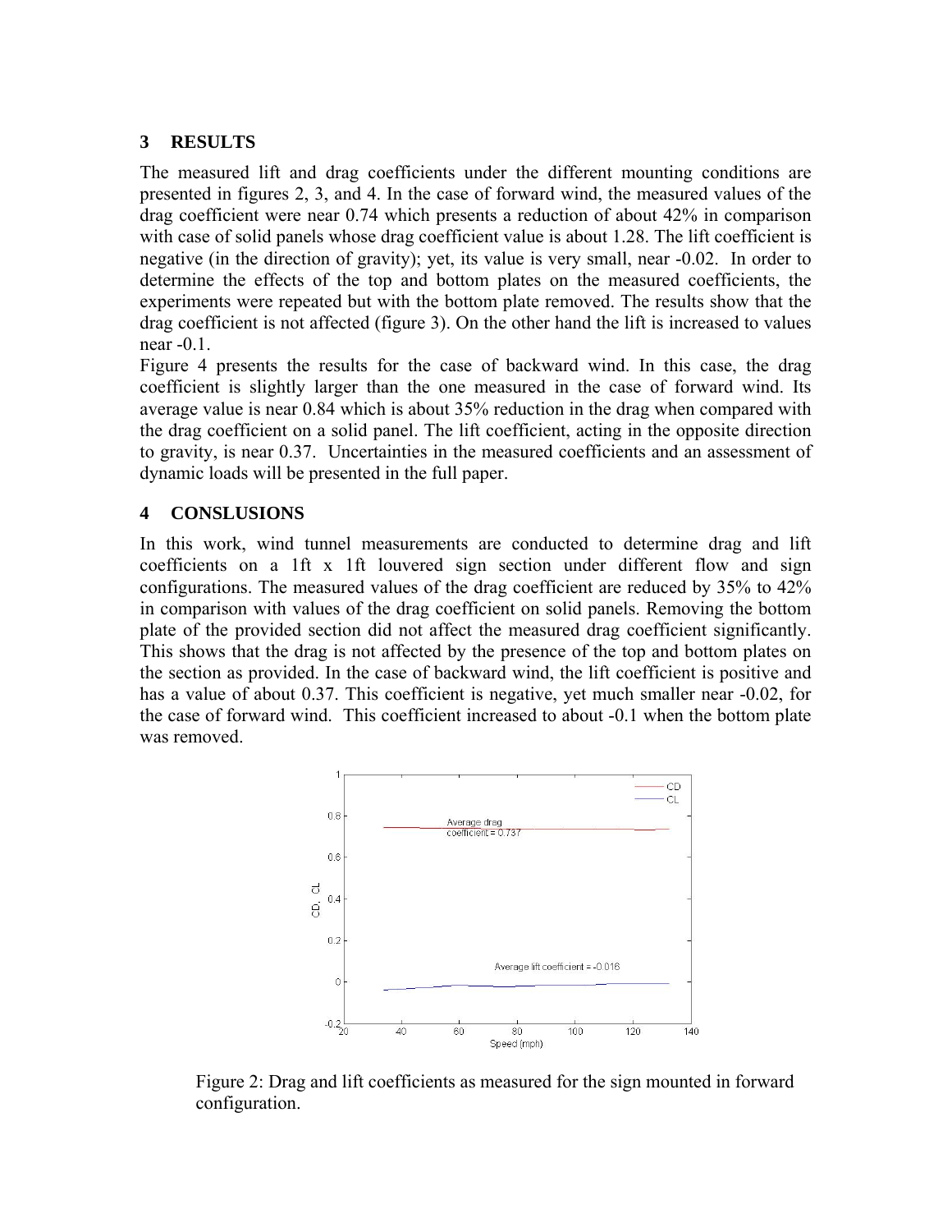## 3 RESULTS

The measured lift and drag coefficients under the different mounting conditions are presented in figures 2, 3, and 4. In the case of forward wind, the measured values of the drag coefficient were near 0.74 which presents a reduction of about 42% in comparison with case of solid panels whose drag coefficient value is about 1.28. The lift coefficient is negative (in the direction of gravity); yet, its value is very small, near -0.02. In order to determine the effects of the top and bottom plates on the measured coefficients, the experiments were repeated but with the bottom plate removed. The results show that the drag coefficient is not affected (figure 3). On the other hand the lift is increased to values near -0.1.

Figure 4 presents the results for the case of backward wind. In this case, the drag coefficient is slightly larger than the one measured in the case of forward wind. Its average value is near 0.84 which is about 35% reduction in the drag when compared with the drag coefficient on a solid panel. The lift coefficient, acting in the opposite direction to gravity, is near 0.37. Uncertainties in the measured coefficients and an assessment of dynamic loads will be presented in the full paper.

## 4 CONSLUSIONS

In this work, wind tunnel measurements are conducted to determine drag and lift coefficients on a 1ft x 1ft louvered sign section under different flow and sign configurations. The measured values of the drag coefficient are reduced by 35% to 42% in comparison with values of the drag coefficient on solid panels. Removing the bottom plate of the provided section did not affect the measured drag coefficient significantly. This shows that the drag is not affected by the presence of the top and bottom plates on the section as provided. In the case of backward wind, the lift coefficient is positive and has a value of about 0.37. This coefficient is negative, yet much smaller near -0.02, for the case of forward wind. This coefficient increased to about -0.1 when the bottom plate was removed.

Figure 2: Drag and lift coefficients as measured for the sign mounted in forward configuration.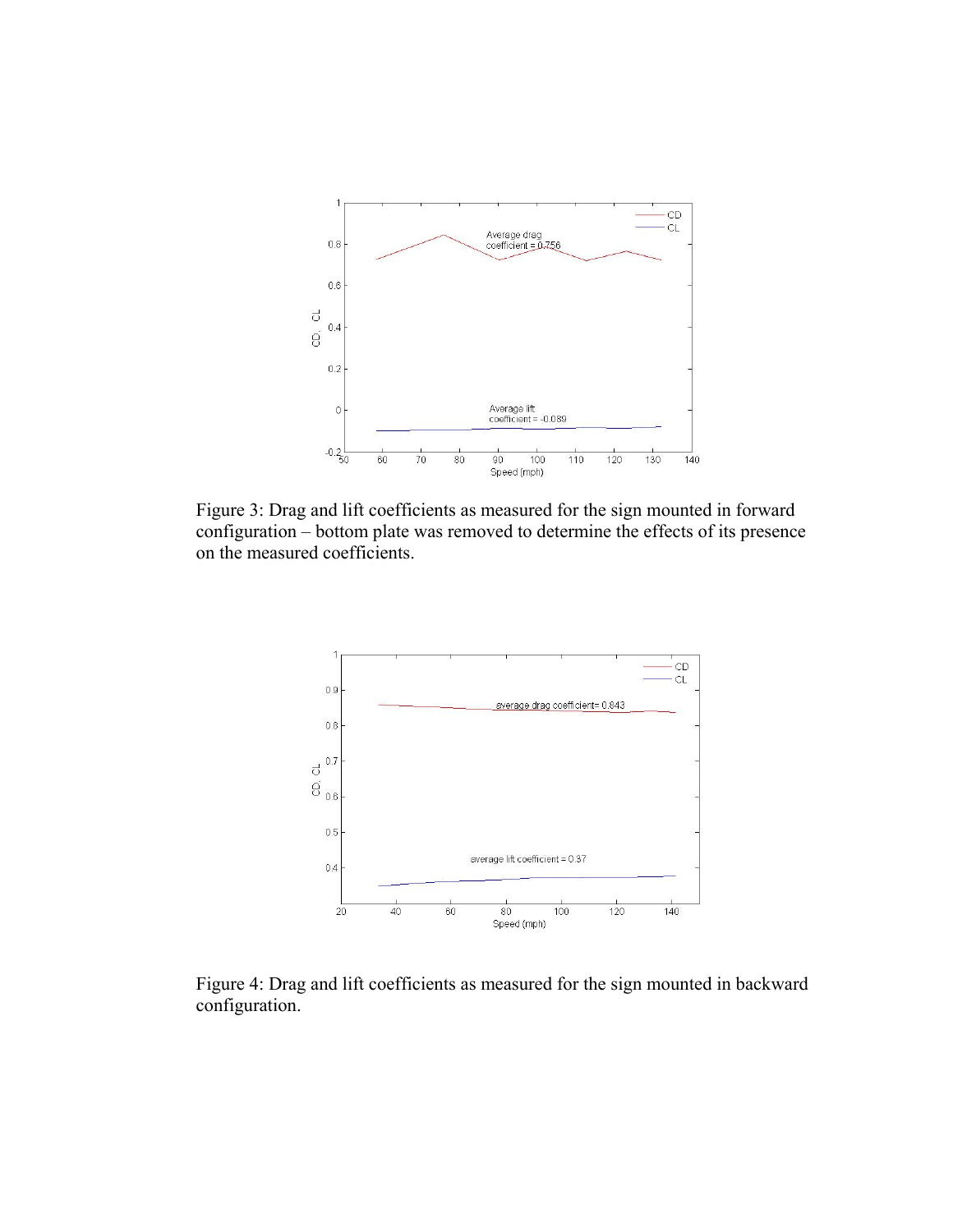1

0.8

0.6

0.4

0.2

0

-0.2

CD, CL

50 60 70 80 90 100 110 120 130 140

Speed (mph)

CD

CL

Average drag coefficient = 0.756

Average lift coefficient = -0.089

Figure 3: Drag and lift coefficients as measured for the sign mounted in forward configuration – bottom plate was removed to determine the effects of its presence on the measured coefficients.

1

0.9

0.8

0.7

0.6

0.5

0.4

CD, CL

20 40 60 80 100 120 140

Speed (mph)

CD

CL

average drag coefficient= 0.843

average lift coefficient = 0.37

Figure 4: Drag and lift coefficients as measured for the sign mounted in backward configuration.